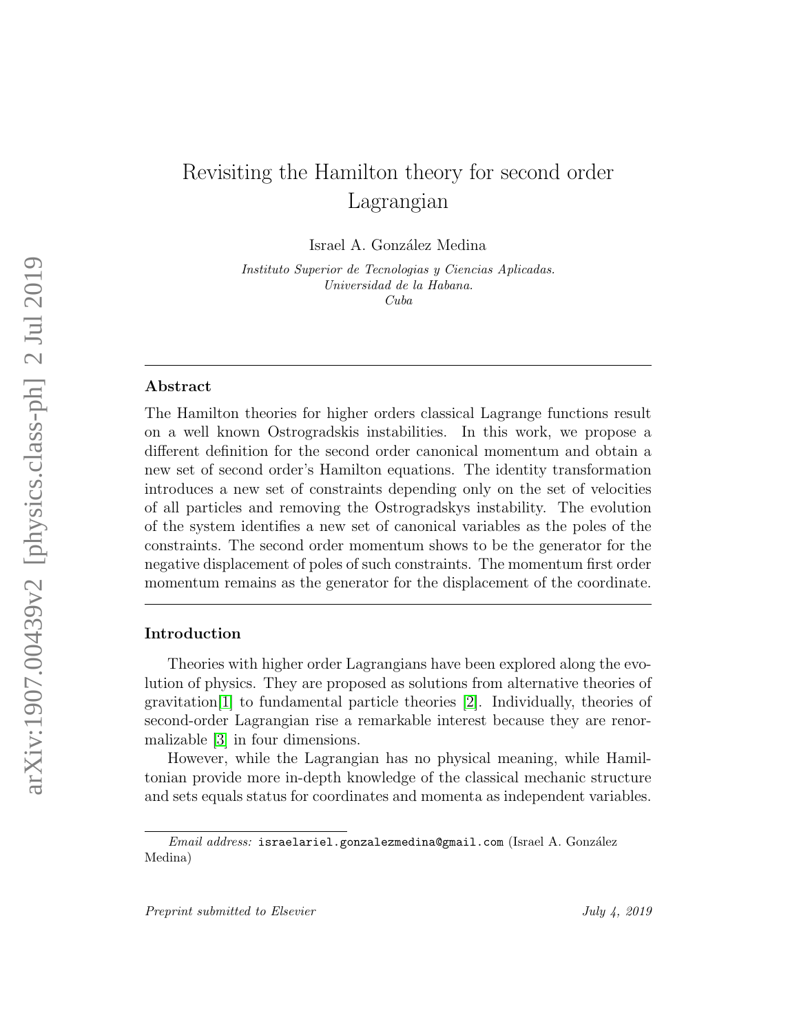# Revisiting the Hamilton theory for second order Lagrangian

Israel A. González Medina

*Instituto Superior de Tecnologias y Ciencias Aplicadas.*
*Universidad de la Habana.*
*Cuba*

---

## Abstract

The Hamilton theories for higher orders classical Lagrange functions result on a well known Ostrogradskis instabilities. In this work, we propose a different definition for the second order canonical momentum and obtain a new set of second order's Hamilton equations. The identity transformation introduces a new set of constraints depending only on the set of velocities of all particles and removing the Ostrogradskys instability. The evolution of the system identifies a new set of canonical variables as the poles of the constraints. The second order momentum shows to be the generator for the negative displacement of poles of such constraints. The momentum first order momentum remains as the generator for the displacement of the coordinate.

---

## Introduction

Theories with higher order Lagrangians have been explored along the evolution of physics. They are proposed as solutions from alternative theories of gravitation[1] to fundamental particle theories [2]. Individually, theories of second-order Lagrangian rise a remarkable interest because they are renormalizable [3] in four dimensions.

However, while the Lagrangian has no physical meaning, while Hamiltonian provide more in-depth knowledge of the classical mechanic structure and sets equals status for coordinates and momenta as independent variables.

*Email address:* israelariel.gonzalezmedina@gmail.com (Israel A. González Medina)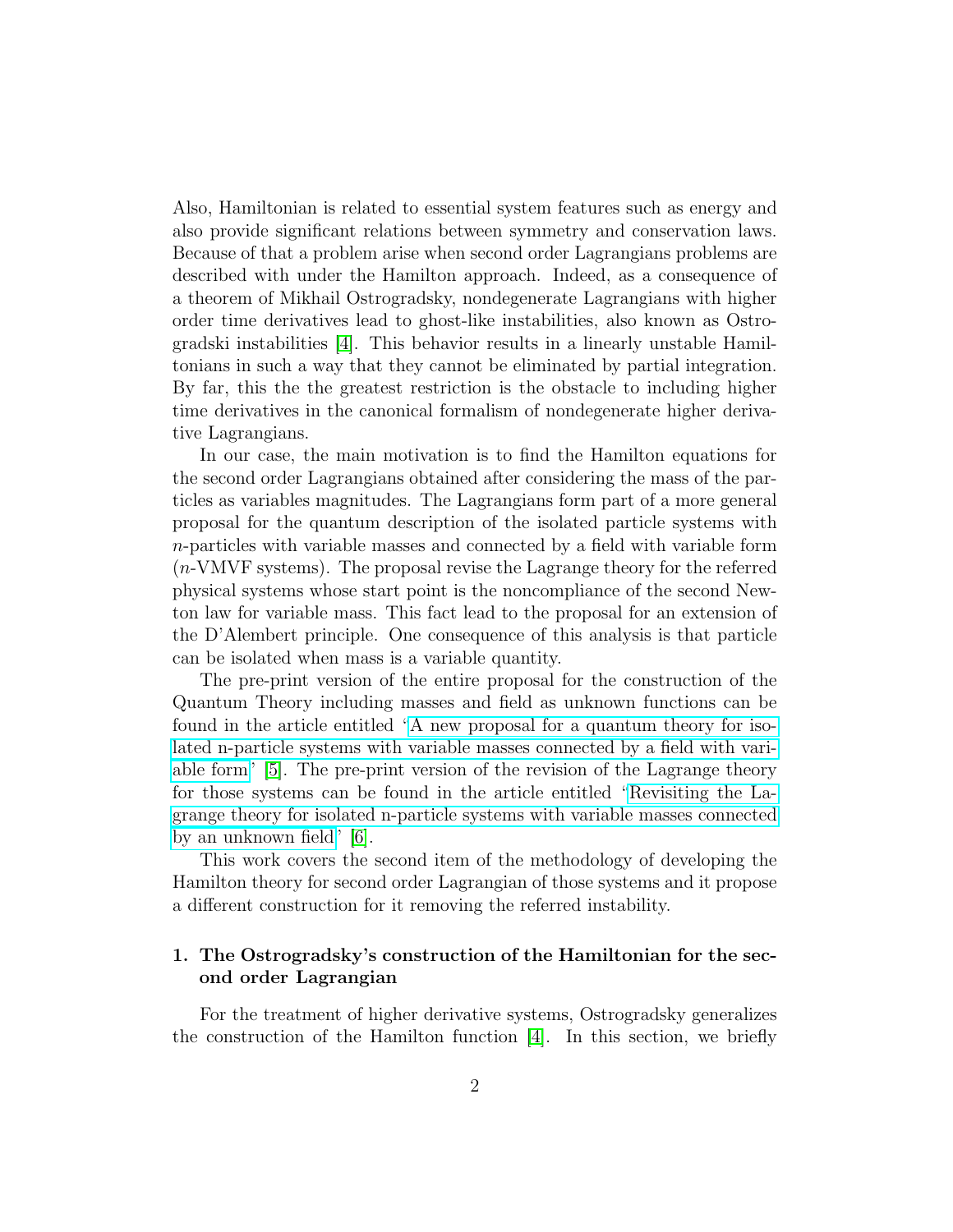Also, Hamiltonian is related to essential system features such as energy and also provide significant relations between symmetry and conservation laws. Because of that a problem arise when second order Lagrangians problems are described with under the Hamilton approach. Indeed, as a consequence of a theorem of Mikhail Ostrogradsky, nondegenerate Lagrangians with higher order time derivatives lead to ghost-like instabilities, also known as Ostrogradski instabilities [4]. This behavior results in a linearly unstable Hamiltonians in such a way that they cannot be eliminated by partial integration. By far, this the the greatest restriction is the obstacle to including higher time derivatives in the canonical formalism of nondegenerate higher derivative Lagrangians.

In our case, the main motivation is to find the Hamilton equations for the second order Lagrangians obtained after considering the mass of the particles as variables magnitudes. The Lagrangians form part of a more general proposal for the quantum description of the isolated particle systems with $n$-particles with variable masses and connected by a field with variable form ($n$-VMVF systems). The proposal revise the Lagrange theory for the referred physical systems whose start point is the noncompliance of the second Newton law for variable mass. This fact lead to the proposal for an extension of the D'Alembert principle. One consequence of this analysis is that particle can be isolated when mass is a variable quantity.

The pre-print version of the entire proposal for the construction of the Quantum Theory including masses and field as unknown functions can be found in the article entitled 'A new proposal for a quantum theory for isolated n-particle systems with variable masses connected by a field with variable form' [5]. The pre-print version of the revision of the Lagrange theory for those systems can be found in the article entitled 'Revisiting the Lagrange theory for isolated n-particle systems with variable masses connected by an unknown field' [6].

This work covers the second item of the methodology of developing the Hamilton theory for second order Lagrangian of those systems and it propose a different construction for it removing the referred instability.

## 1. The Ostrogradsky's construction of the Hamiltonian for the second order Lagrangian

For the treatment of higher derivative systems, Ostrogradsky generalizes the construction of the Hamilton function [4]. In this section, we briefly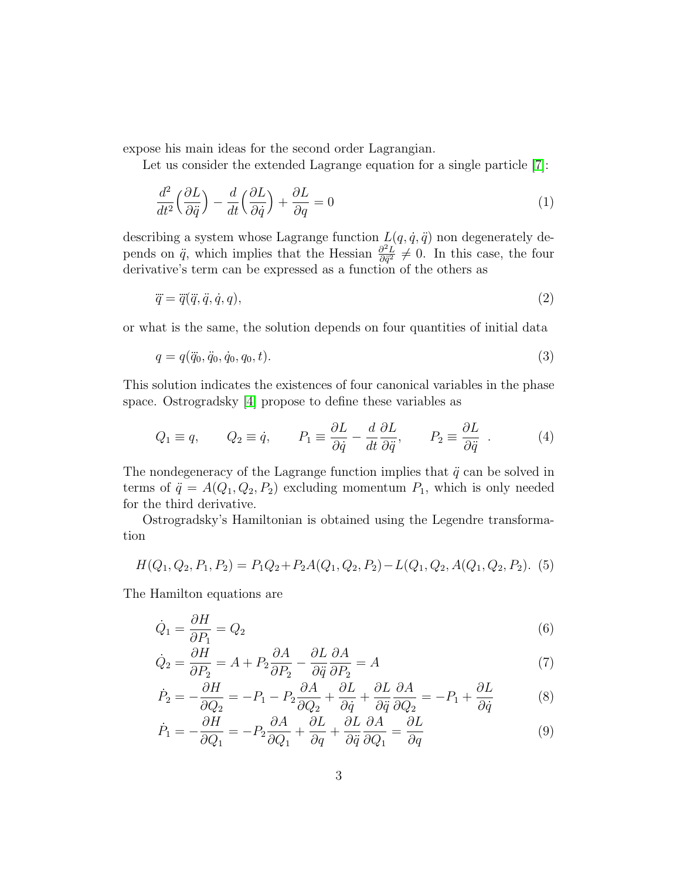expose his main ideas for the second order Lagrangian.

Let us consider the extended Lagrange equation for a single particle [7]:

$$\frac{d^2}{dt^2}\Big(\frac{\partial L}{\partial \ddot{q}}\Big) - \frac{d}{dt}\Big(\frac{\partial L}{\partial \dot{q}}\Big) + \frac{\partial L}{\partial q} = 0 \tag{1}$$

describing a system whose Lagrange function $L(q, \dot{q}, \ddot{q})$ non degenerately depends on $\ddot{q}$, which implies that the Hessian $\frac{\partial^2 L}{\partial \ddot{q}^2} \neq 0$. In this case, the four derivative's term can be expressed as a function of the others as

$$\ddddot{q} = \ddddot{q}(\dddot{q}, \ddot{q}, \dot{q}, q), \tag{2}$$

or what is the same, the solution depends on four quantities of initial data

$$q = q(\dddot{q}_0, \ddot{q}_0, \dot{q}_0, q_0, t). \tag{3}$$

This solution indicates the existences of four canonical variables in the phase space. Ostrogradsky [4] propose to define these variables as

$$Q_1 \equiv q, \qquad Q_2 \equiv \dot{q}, \qquad P_1 \equiv \frac{\partial L}{\partial \dot{q}} - \frac{d}{dt}\frac{\partial L}{\partial \ddot{q}}, \qquad P_2 \equiv \frac{\partial L}{\partial \ddot{q}} \ . \tag{4}$$

The nondegeneracy of the Lagrange function implies that $\ddot{q}$ can be solved in terms of $\ddot{q} = A(Q_1, Q_2, P_2)$ excluding momentum $P_1$, which is only needed for the third derivative.

Ostrogradsky's Hamiltonian is obtained using the Legendre transformation

$$H(Q_1, Q_2, P_1, P_2) = P_1 Q_2 + P_2 A(Q_1, Q_2, P_2) - L(Q_1, Q_2, A(Q_1, Q_2, P_2). \tag{5}$$

The Hamilton equations are

$$\dot{Q}_1 = \frac{\partial H}{\partial P_1} = Q_2 \tag{6}$$

$$\dot{Q}_2 = \frac{\partial H}{\partial P_2} = A + P_2\frac{\partial A}{\partial P_2} - \frac{\partial L}{\partial \ddot{q}}\frac{\partial A}{\partial P_2} = A \tag{7}$$

$$\dot{P}_2 = -\frac{\partial H}{\partial Q_2} = -P_1 - P_2\frac{\partial A}{\partial Q_2} + \frac{\partial L}{\partial \dot{q}} + \frac{\partial L}{\partial \ddot{q}}\frac{\partial A}{\partial Q_2} = -P_1 + \frac{\partial L}{\partial \dot{q}} \tag{8}$$

$$\dot{P}_1 = -\frac{\partial H}{\partial Q_1} = -P_2\frac{\partial A}{\partial Q_1} + \frac{\partial L}{\partial q} + \frac{\partial L}{\partial \ddot{q}}\frac{\partial A}{\partial Q_1} = \frac{\partial L}{\partial q} \tag{9}$$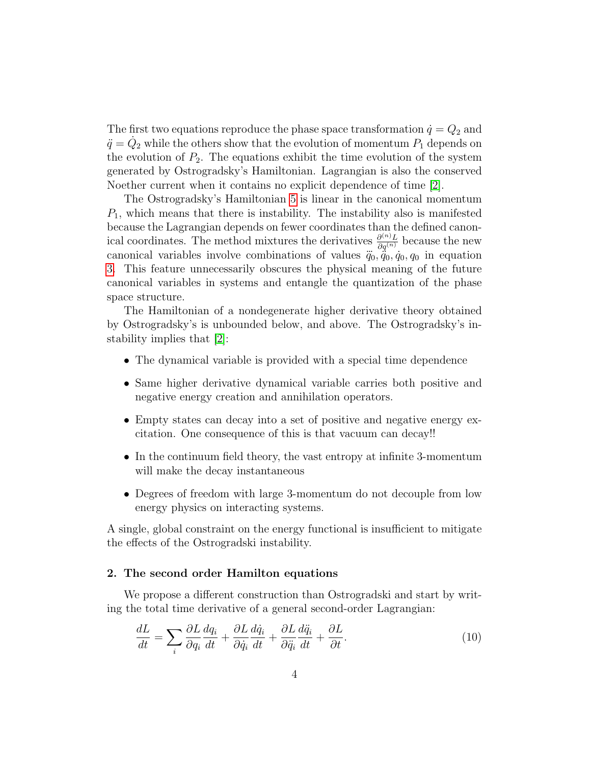The first two equations reproduce the phase space transformation $\dot{q} = Q_2$ and $\ddot{q} = \dot{Q}_2$ while the others show that the evolution of momentum $P_1$ depends on the evolution of $P_2$. The equations exhibit the time evolution of the system generated by Ostrogradsky's Hamiltonian. Lagrangian is also the conserved Noether current when it contains no explicit dependence of time [2].

The Ostrogradsky's Hamiltonian 5 is linear in the canonical momentum $P_1$, which means that there is instability. The instability also is manifested because the Lagrangian depends on fewer coordinates than the defined canonical coordinates. The method mixtures the derivatives $\frac{\partial^{(n)} L}{\partial q^{(n)}}$ because the new canonical variables involve combinations of values $\ddot{q}_0, \dddot{q}_0, \dot{q}_0, q_0$ in equation 3. This feature unnecessarily obscures the physical meaning of the future canonical variables in systems and entangle the quantization of the phase space structure.

The Hamiltonian of a nondegenerate higher derivative theory obtained by Ostrogradsky's is unbounded below, and above. The Ostrogradsky's instability implies that [2]:

- The dynamical variable is provided with a special time dependence
- Same higher derivative dynamical variable carries both positive and negative energy creation and annihilation operators.
- Empty states can decay into a set of positive and negative energy excitation. One consequence of this is that vacuum can decay!!
- In the continuum field theory, the vast entropy at infinite 3-momentum will make the decay instantaneous
- Degrees of freedom with large 3-momentum do not decouple from low energy physics on interacting systems.

A single, global constraint on the energy functional is insufficient to mitigate the effects of the Ostrogradski instability.

## 2. The second order Hamilton equations

We propose a different construction than Ostrogradski and start by writing the total time derivative of a general second-order Lagrangian:

$$\frac{dL}{dt} = \sum_i \frac{\partial L}{\partial q_i}\frac{dq_i}{dt} + \frac{\partial L}{\partial \dot{q}_i}\frac{d\dot{q}_i}{dt} + \frac{\partial L}{\partial \ddot{q}_i}\frac{d\ddot{q}_i}{dt} + \frac{\partial L}{\partial t}. \tag{10}$$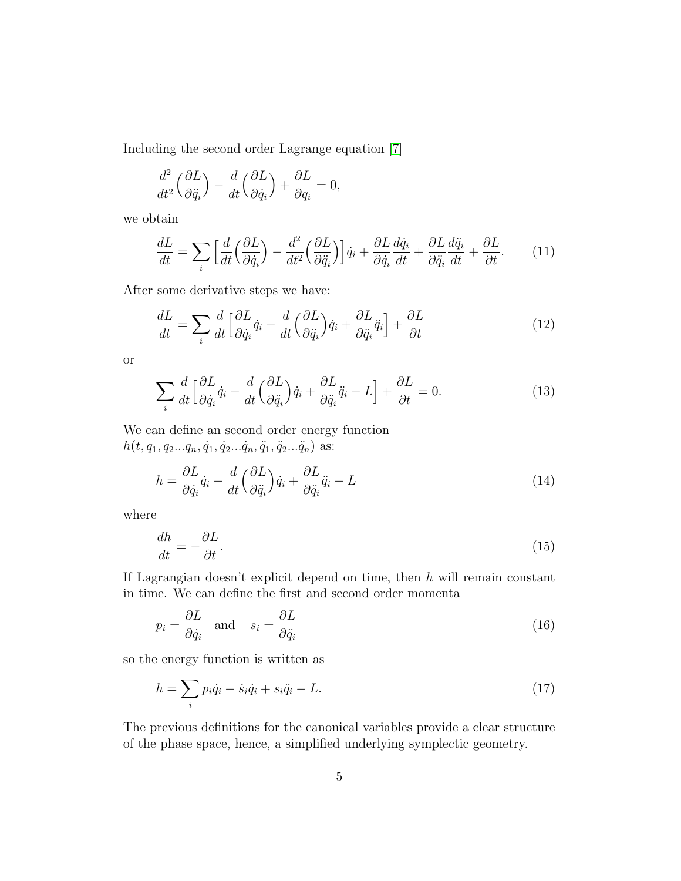Including the second order Lagrange equation [7]

$$\frac{d^2}{dt^2}\Big(\frac{\partial L}{\partial \ddot{q}_i}\Big) - \frac{d}{dt}\Big(\frac{\partial L}{\partial \dot{q}_i}\Big) + \frac{\partial L}{\partial q_i} = 0,$$

we obtain

$$\frac{dL}{dt} = \sum_i \Big[\frac{d}{dt}\Big(\frac{\partial L}{\partial \dot{q}_i}\Big) - \frac{d^2}{dt^2}\Big(\frac{\partial L}{\partial \ddot{q}_i}\Big)\Big]\dot{q}_i + \frac{\partial L}{\partial \dot{q}_i}\frac{d\dot{q}_i}{dt} + \frac{\partial L}{\partial \ddot{q}_i}\frac{d\ddot{q}_i}{dt} + \frac{\partial L}{\partial t}. \tag{11}$$

After some derivative steps we have:

$$\frac{dL}{dt} = \sum_i \frac{d}{dt}\Big[\frac{\partial L}{\partial \dot{q}_i}\dot{q}_i - \frac{d}{dt}\Big(\frac{\partial L}{\partial \ddot{q}_i}\Big)\dot{q}_i + \frac{\partial L}{\partial \ddot{q}_i}\ddot{q}_i\Big] + \frac{\partial L}{\partial t} \tag{12}$$

or

$$\sum_i \frac{d}{dt}\Big[\frac{\partial L}{\partial \dot{q}_i}\dot{q}_i - \frac{d}{dt}\Big(\frac{\partial L}{\partial \ddot{q}_i}\Big)\dot{q}_i + \frac{\partial L}{\partial \ddot{q}_i}\ddot{q}_i - L\Big] + \frac{\partial L}{\partial t} = 0. \tag{13}$$

We can define an second order energy function $h(t, q_1, q_2 ... q_n, \dot{q}_1, \dot{q}_2 ... \dot{q}_n, \ddot{q}_1, \ddot{q}_2 ... \ddot{q}_n)$ as:

$$h = \frac{\partial L}{\partial \dot{q}_i}\dot{q}_i - \frac{d}{dt}\Big(\frac{\partial L}{\partial \ddot{q}_i}\Big)\dot{q}_i + \frac{\partial L}{\partial \ddot{q}_i}\ddot{q}_i - L \tag{14}$$

where

$$\frac{dh}{dt} = -\frac{\partial L}{\partial t}. \tag{15}$$

If Lagrangian doesn't explicit depend on time, then $h$ will remain constant in time. We can define the first and second order momenta

$$p_i = \frac{\partial L}{\partial \dot{q}_i} \quad \text{and} \quad s_i = \frac{\partial L}{\partial \ddot{q}_i} \tag{16}$$

so the energy function is written as

$$h = \sum_i p_i\dot{q}_i - \dot{s}_i\dot{q}_i + s_i\ddot{q}_i - L. \tag{17}$$

The previous definitions for the canonical variables provide a clear structure of the phase space, hence, a simplified underlying symplectic geometry.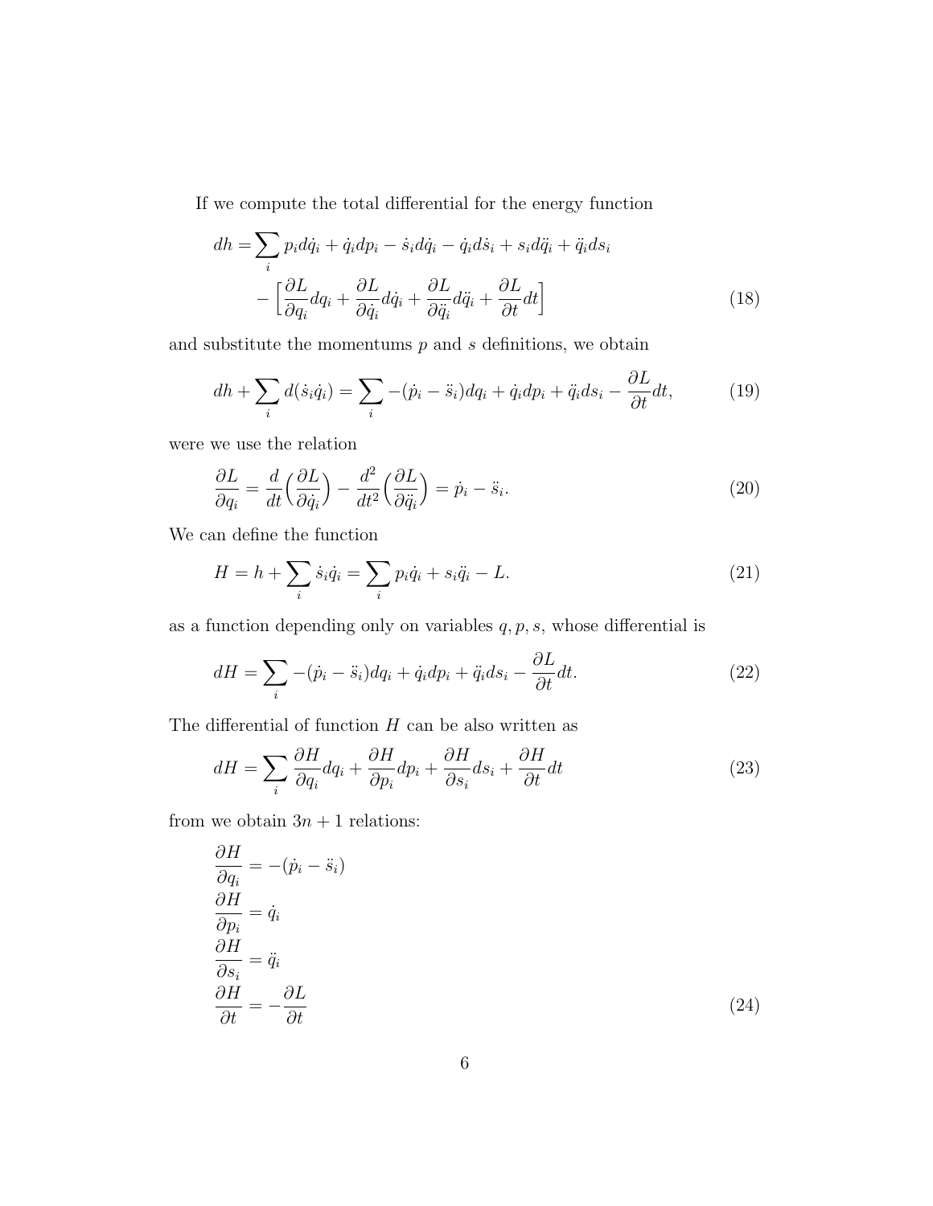If we compute the total differential for the energy function

$$
\begin{aligned}
dh =& \sum_i p_i d\dot{q}_i + \dot{q}_i dp_i - \dot{s}_i d\dot{q}_i - \dot{q}_i d\dot{s}_i + s_i d\ddot{q}_i + \ddot{q}_i ds_i \\
&- \Big[ \frac{\partial L}{\partial q_i} dq_i + \frac{\partial L}{\partial \dot{q}_i} d\dot{q}_i + \frac{\partial L}{\partial \ddot{q}_i} d\ddot{q}_i + \frac{\partial L}{\partial t} dt \Big]
\end{aligned} \tag{18}
$$

and substitute the momentums $p$ and $s$ definitions, we obtain

$$
dh + \sum_i d(\dot{s}_i \dot{q}_i) = \sum_i -(\dot{p}_i - \ddot{s}_i) dq_i + \dot{q}_i dp_i + \ddot{q}_i ds_i - \frac{\partial L}{\partial t} dt, \tag{19}
$$

were we use the relation

$$
\frac{\partial L}{\partial q_i} = \frac{d}{dt}\Big(\frac{\partial L}{\partial \dot{q}_i}\Big) - \frac{d^2}{dt^2}\Big(\frac{\partial L}{\partial \ddot{q}_i}\Big) = \dot{p}_i - \ddot{s}_i. \tag{20}
$$

We can define the function

$$
H = h + \sum_i \dot{s}_i \dot{q}_i = \sum_i p_i \dot{q}_i + s_i \ddot{q}_i - L. \tag{21}
$$

as a function depending only on variables $q, p, s$, whose differential is

$$
dH = \sum_i -(\dot{p}_i - \ddot{s}_i) dq_i + \dot{q}_i dp_i + \ddot{q}_i ds_i - \frac{\partial L}{\partial t} dt. \tag{22}
$$

The differential of function $H$ can be also written as

$$
dH = \sum_i \frac{\partial H}{\partial q_i} dq_i + \frac{\partial H}{\partial p_i} dp_i + \frac{\partial H}{\partial s_i} ds_i + \frac{\partial H}{\partial t} dt \tag{23}
$$

from we obtain $3n + 1$ relations:

$$
\begin{aligned}
\frac{\partial H}{\partial q_i} &= -(\dot{p}_i - \ddot{s}_i) \\
\frac{\partial H}{\partial p_i} &= \dot{q}_i \\
\frac{\partial H}{\partial s_i} &= \ddot{q}_i \\
\frac{\partial H}{\partial t} &= -\frac{\partial L}{\partial t}
\end{aligned} \tag{24}
$$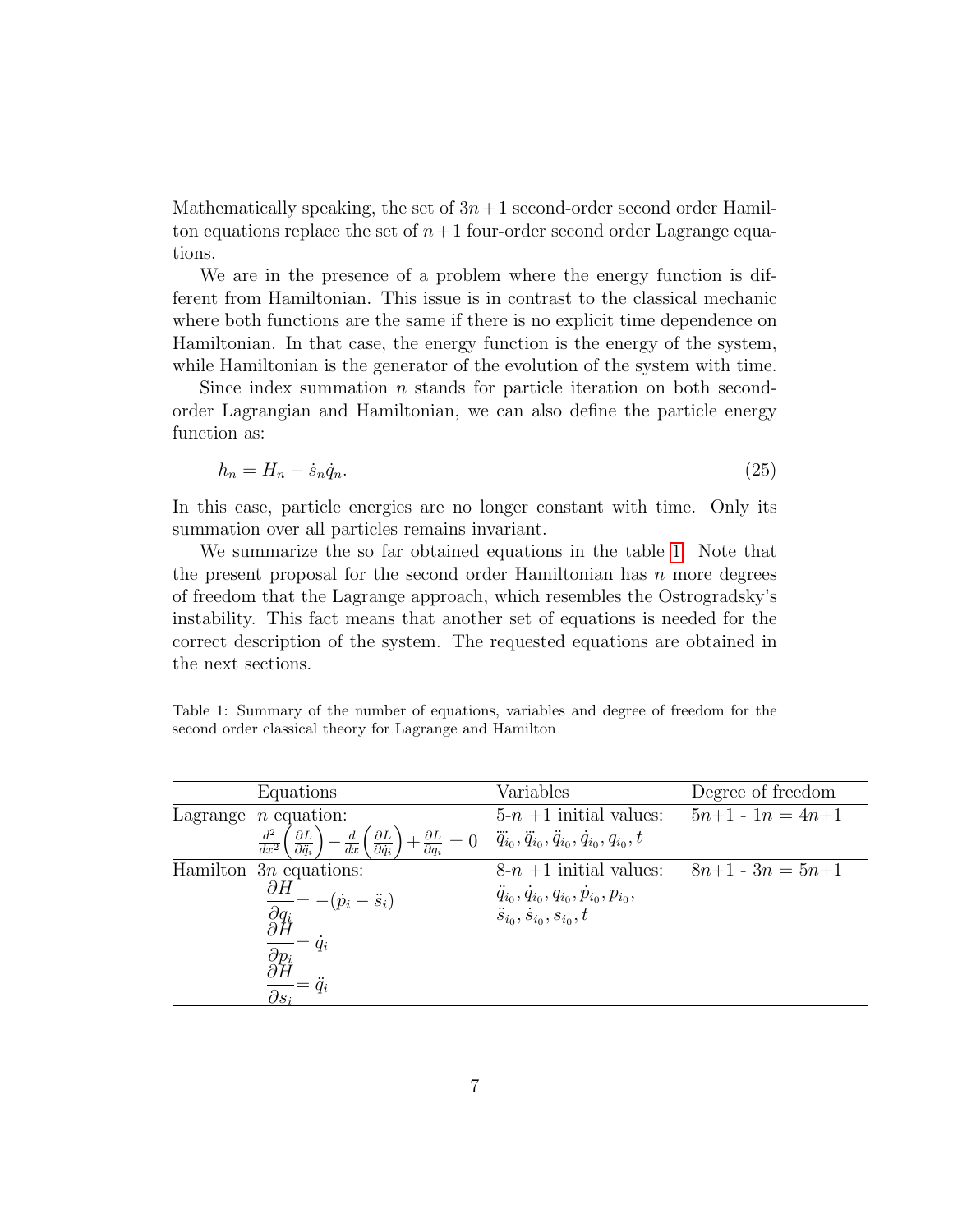Mathematically speaking, the set of $3n+1$ second-order second order Hamilton equations replace the set of $n+1$ four-order second order Lagrange equations.

We are in the presence of a problem where the energy function is different from Hamiltonian. This issue is in contrast to the classical mechanic where both functions are the same if there is no explicit time dependence on Hamiltonian. In that case, the energy function is the energy of the system, while Hamiltonian is the generator of the evolution of the system with time.

Since index summation $n$ stands for particle iteration on both second-order Lagrangian and Hamiltonian, we can also define the particle energy function as:

$$h_n = H_n - \dot{s}_n \dot{q}_n. \tag{25}$$

In this case, particle energies are no longer constant with time. Only its summation over all particles remains invariant.

We summarize the so far obtained equations in the table 1. Note that the present proposal for the second order Hamiltonian has $n$ more degrees of freedom that the Lagrange approach, which resembles the Ostrogradsky's instability. This fact means that another set of equations is needed for the correct description of the system. The requested equations are obtained in the next sections.

Table 1: Summary of the number of equations, variables and degree of freedom for the second order classical theory for Lagrange and Hamilton

| | Equations | Variables | Degree of freedom |
|---|---|---|---|
| Lagrange | $n$ equation: $\frac{d^2}{dx^2}\left(\frac{\partial L}{\partial \ddot{q}_i}\right) - \frac{d}{dx}\left(\frac{\partial L}{\partial \dot{q}_i}\right) + \frac{\partial L}{\partial q_i} = 0$ | 5-$n$ +1 initial values: $\dddot{q}_{i_0}, \ddot{q}_{i_0}, \ddot{q}_{i_0}, \dot{q}_{i_0}, q_{i_0}, t$ | $5n$+1 - $1n$ = $4n$+1 |
| Hamilton | $3n$ equations: $\frac{\partial H}{\partial q_i} = -(\dot{p}_i - \ddot{s}_i)$, $\frac{\partial H}{\partial p_i} = \dot{q}_i$, $\frac{\partial H}{\partial s_i} = \ddot{q}_i$ | 8-$n$ +1 initial values: $\ddot{q}_{i_0}, \dot{q}_{i_0}, q_{i_0}, \dot{p}_{i_0}, p_{i_0}$, $\ddot{s}_{i_0}, \dot{s}_{i_0}, s_{i_0}, t$ | $8n$+1 - $3n$ = $5n$+1 |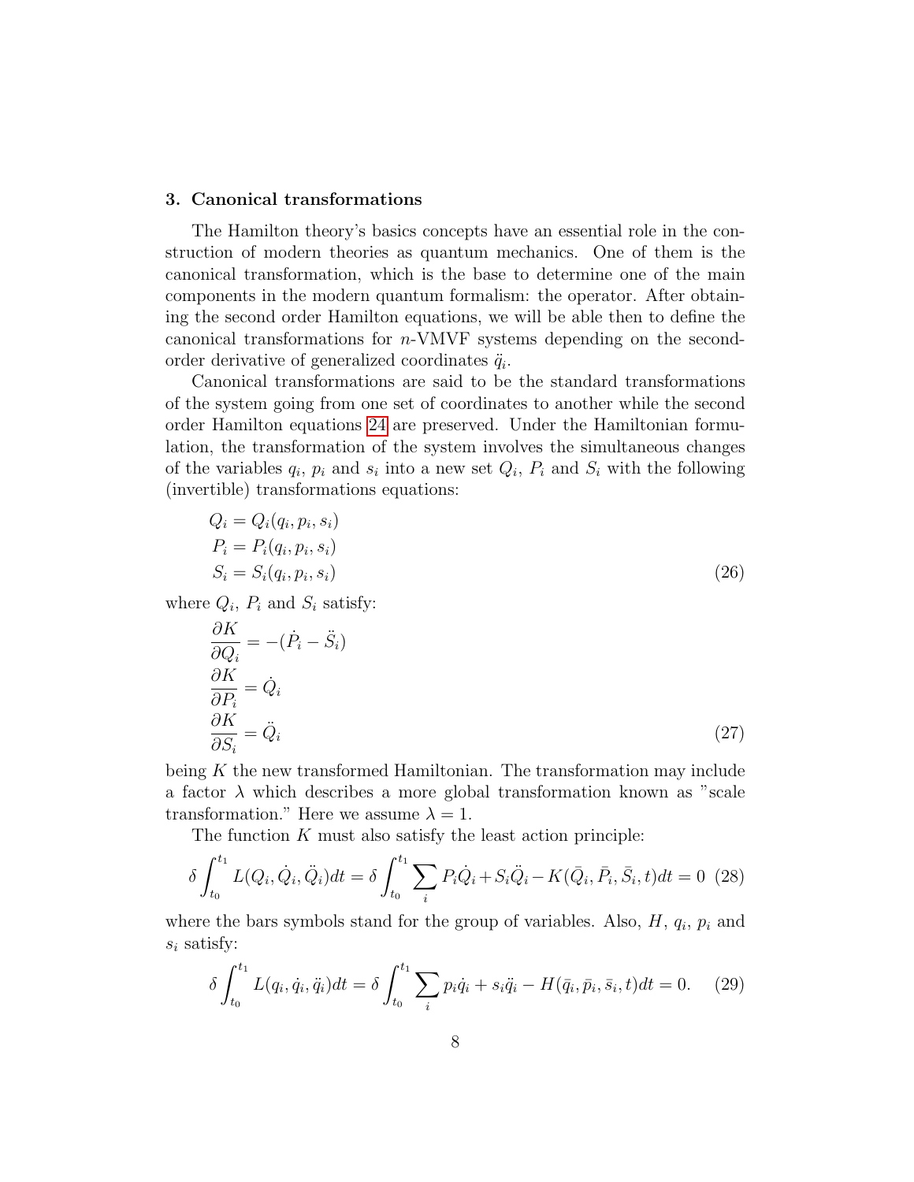## 3. Canonical transformations

The Hamilton theory's basics concepts have an essential role in the construction of modern theories as quantum mechanics. One of them is the canonical transformation, which is the base to determine one of the main components in the modern quantum formalism: the operator. After obtaining the second order Hamilton equations, we will be able then to define the canonical transformations for $n$-VMVF systems depending on the second-order derivative of generalized coordinates $\ddot{q}_i$.

Canonical transformations are said to be the standard transformations of the system going from one set of coordinates to another while the second order Hamilton equations 24 are preserved. Under the Hamiltonian formulation, the transformation of the system involves the simultaneous changes of the variables $q_i$, $p_i$ and $s_i$ into a new set $Q_i$, $P_i$ and $S_i$ with the following (invertible) transformations equations:

$$
\begin{aligned}
&Q_i = Q_i(q_i, p_i, s_i)\\
&P_i = P_i(q_i, p_i, s_i)\\
&S_i = S_i(q_i, p_i, s_i)
\end{aligned}
\tag{26}
$$

where $Q_i$, $P_i$ and $S_i$ satisfy:

$$
\begin{aligned}
&\frac{\partial K}{\partial Q_i} = -(\dot{P}_i - \ddot{S}_i)\\
&\frac{\partial K}{\partial P_i} = \dot{Q}_i\\
&\frac{\partial K}{\partial S_i} = \ddot{Q}_i
\end{aligned}
\tag{27}
$$

being $K$ the new transformed Hamiltonian. The transformation may include a factor $\lambda$ which describes a more global transformation known as "scale transformation." Here we assume $\lambda = 1$.

The function $K$ must also satisfy the least action principle:

$$
\delta \int_{t_0}^{t_1} L(Q_i, \dot{Q}_i, \ddot{Q}_i) dt = \delta \int_{t_0}^{t_1} \sum_i P_i \dot{Q}_i + S_i \ddot{Q}_i - K(\bar{Q}_i, \bar{P}_i, \bar{S}_i, t) dt = 0 \tag{28}
$$

where the bars symbols stand for the group of variables. Also, $H$, $q_i$, $p_i$ and $s_i$ satisfy:

$$
\delta \int_{t_0}^{t_1} L(q_i, \dot{q}_i, \ddot{q}_i) dt = \delta \int_{t_0}^{t_1} \sum_i p_i \dot{q}_i + s_i \ddot{q}_i - H(\bar{q}_i, \bar{p}_i, \bar{s}_i, t) dt = 0. \tag{29}
$$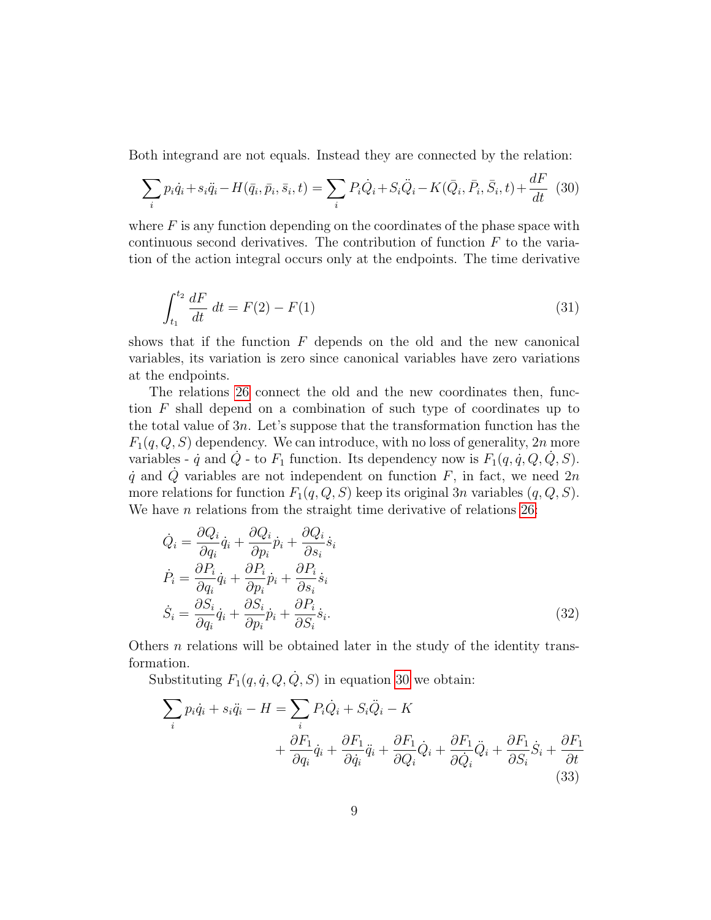Both integrand are not equals. Instead they are connected by the relation:

$$\sum_i p_i\dot{q}_i+s_i\ddot{q}_i-H(\bar{q}_i,\bar{p}_i,\bar{s}_i,t)=\sum_i P_i\dot{Q}_i+S_i\ddot{Q}_i-K(\bar{Q}_i,\bar{P}_i,\bar{S}_i,t)+\frac{dF}{dt} \quad (30)$$

where $F$ is any function depending on the coordinates of the phase space with continuous second derivatives. The contribution of function $F$ to the variation of the action integral occurs only at the endpoints. The time derivative

$$\int_{t_1}^{t_2} \frac{dF}{dt}\, dt = F(2) - F(1) \quad (31)$$

shows that if the function $F$ depends on the old and the new canonical variables, its variation is zero since canonical variables have zero variations at the endpoints.

The relations 26 connect the old and the new coordinates then, function $F$ shall depend on a combination of such type of coordinates up to the total value of $3n$. Let's suppose that the transformation function has the $F_1(q, Q, S)$ dependency. We can introduce, with no loss of generality, $2n$ more variables - $\dot{q}$ and $\dot{Q}$ - to $F_1$ function. Its dependency now is $F_1(q, \dot{q}, Q, \dot{Q}, S)$. $\dot{q}$ and $\dot{Q}$ variables are not independent on function $F$, in fact, we need $2n$ more relations for function $F_1(q, Q, S)$ keep its original $3n$ variables $(q, Q, S)$. We have $n$ relations from the straight time derivative of relations 26:

$$\begin{aligned}
\dot{Q}_i &= \frac{\partial Q_i}{\partial q_i}\dot{q}_i + \frac{\partial Q_i}{\partial p_i}\dot{p}_i + \frac{\partial Q_i}{\partial s_i}\dot{s}_i \\
\dot{P}_i &= \frac{\partial P_i}{\partial q_i}\dot{q}_i + \frac{\partial P_i}{\partial p_i}\dot{p}_i + \frac{\partial P_i}{\partial s_i}\dot{s}_i \\
\dot{S}_i &= \frac{\partial S_i}{\partial q_i}\dot{q}_i + \frac{\partial S_i}{\partial p_i}\dot{p}_i + \frac{\partial P_i}{\partial S_i}\dot{s}_i.
\end{aligned} \quad (32)$$

Others $n$ relations will be obtained later in the study of the identity transformation.

Substituting $F_1(q, \dot{q}, Q, \dot{Q}, S)$ in equation 30 we obtain:

$$\begin{aligned}
\sum_i p_i\dot{q}_i + s_i\ddot{q}_i - H = \sum_i P_i\dot{Q}_i + S_i\ddot{Q}_i - K \\
+ \frac{\partial F_1}{\partial q_i}\dot{q}_i + \frac{\partial F_1}{\partial \dot{q}_i}\ddot{q}_i + \frac{\partial F_1}{\partial Q_i}\dot{Q}_i + \frac{\partial F_1}{\partial \dot{Q}_i}\ddot{Q}_i + \frac{\partial F_1}{\partial S_i}\dot{S}_i + \frac{\partial F_1}{\partial t}
\end{aligned} \quad (33)$$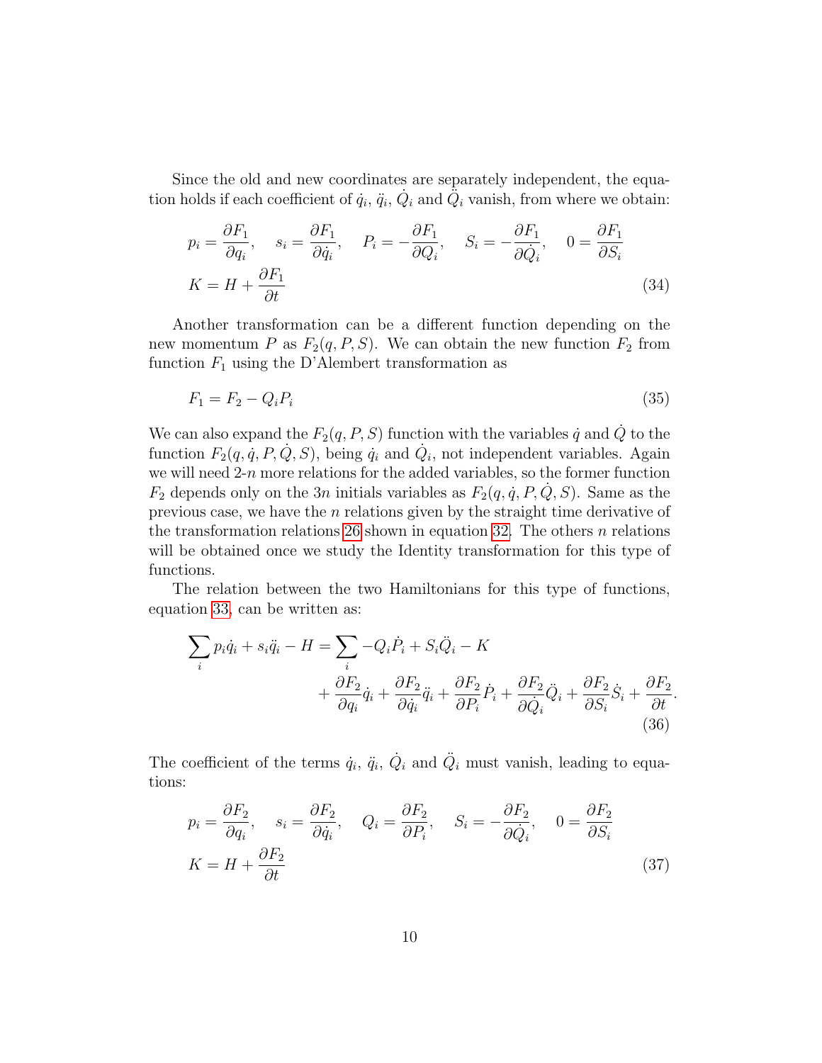Since the old and new coordinates are separately independent, the equation holds if each coefficient of $\dot{q}_i$, $\ddot{q}_i$, $\dot{Q}_i$ and $\ddot{Q}_i$ vanish, from where we obtain:

$$
\begin{aligned}
& p_i = \frac{\partial F_1}{\partial q_i}, \quad s_i = \frac{\partial F_1}{\partial \dot{q}_i}, \quad P_i = -\frac{\partial F_1}{\partial Q_i}, \quad S_i = -\frac{\partial F_1}{\partial \dot{Q}_i}, \quad 0 = \frac{\partial F_1}{\partial S_i} \\
& K = H + \frac{\partial F_1}{\partial t}
\end{aligned}
\tag{34}
$$

Another transformation can be a different function depending on the new momentum $P$ as $F_2(q, P, S)$. We can obtain the new function $F_2$ from function $F_1$ using the D'Alembert transformation as

$$
F_1 = F_2 - Q_i P_i \tag{35}
$$

We can also expand the $F_2(q, P, S)$ function with the variables $\dot{q}$ and $\dot{Q}$ to the function $F_2(q, \dot{q}, P, \dot{Q}, S)$, being $\dot{q}_i$ and $\dot{Q}_i$, not independent variables. Again we will need 2-$n$ more relations for the added variables, so the former function $F_2$ depends only on the $3n$ initials variables as $F_2(q, \dot{q}, P, \dot{Q}, S)$. Same as the previous case, we have the $n$ relations given by the straight time derivative of the transformation relations 26 shown in equation 32. The others $n$ relations will be obtained once we study the Identity transformation for this type of functions.

The relation between the two Hamiltonians for this type of functions, equation 33, can be written as:

$$
\begin{aligned}
\sum_i p_i \dot{q}_i + s_i \ddot{q}_i - H = \sum_i & -Q_i \dot{P}_i + S_i \ddot{Q}_i - K \\
& + \frac{\partial F_2}{\partial q_i} \dot{q}_i + \frac{\partial F_2}{\partial \dot{q}_i} \ddot{q}_i + \frac{\partial F_2}{\partial P_i} \dot{P}_i + \frac{\partial F_2}{\partial \dot{Q}_i} \ddot{Q}_i + \frac{\partial F_2}{\partial S_i} \dot{S}_i + \frac{\partial F_2}{\partial t}.
\end{aligned}
\tag{36}
$$

The coefficient of the terms $\dot{q}_i$, $\ddot{q}_i$, $\dot{Q}_i$ and $\ddot{Q}_i$ must vanish, leading to equations:

$$
\begin{aligned}
& p_i = \frac{\partial F_2}{\partial q_i}, \quad s_i = \frac{\partial F_2}{\partial \dot{q}_i}, \quad Q_i = \frac{\partial F_2}{\partial P_i}, \quad S_i = -\frac{\partial F_2}{\partial \dot{Q}_i}, \quad 0 = \frac{\partial F_2}{\partial S_i} \\
& K = H + \frac{\partial F_2}{\partial t}
\end{aligned}
\tag{37}
$$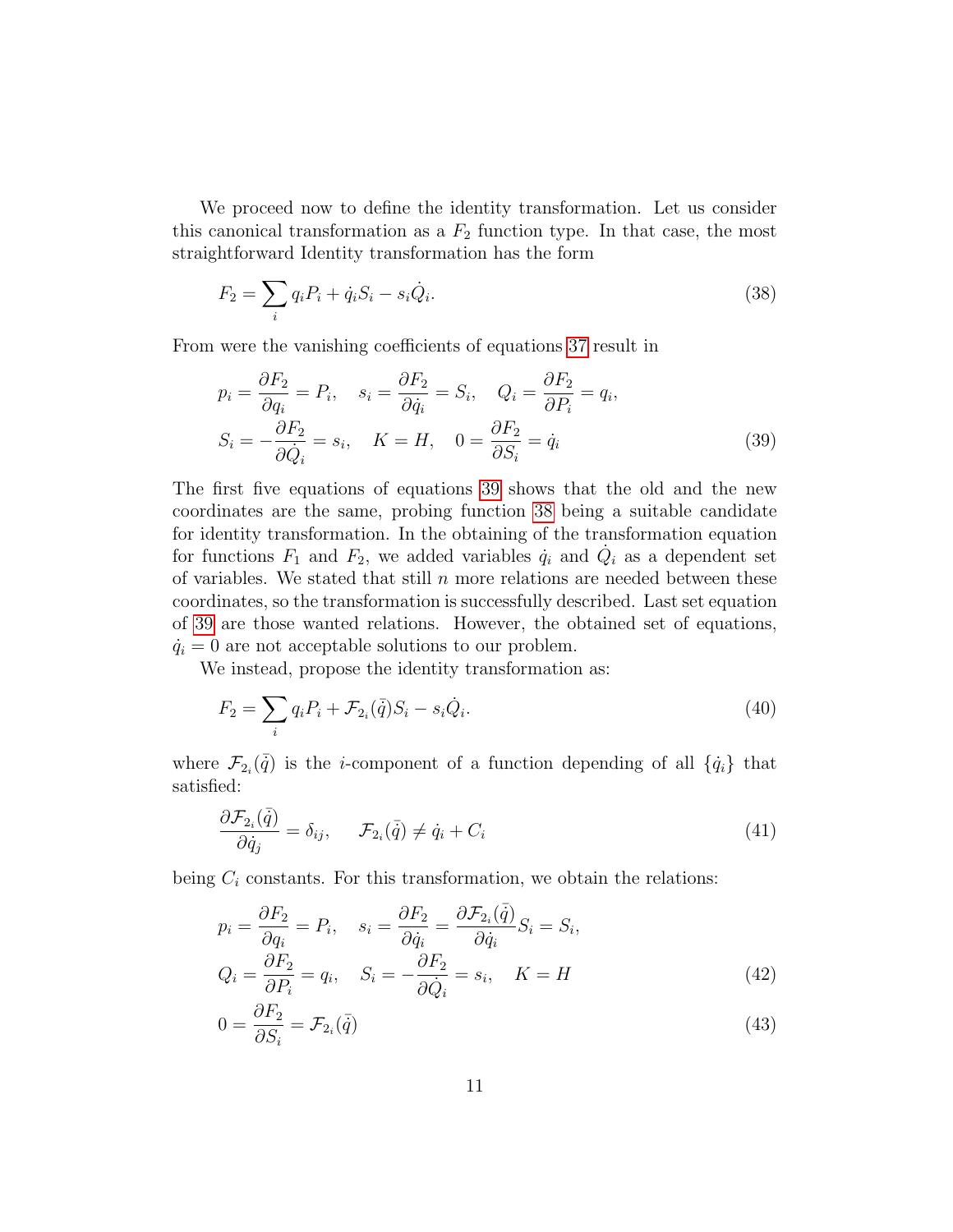We proceed now to define the identity transformation. Let us consider this canonical transformation as a $F_2$ function type. In that case, the most straightforward Identity transformation has the form

$$F_2 = \sum_i q_i P_i + \dot{q}_i S_i - s_i \dot{Q}_i. \tag{38}$$

From were the vanishing coefficients of equations 37 result in

$$\begin{aligned}
p_i &= \frac{\partial F_2}{\partial q_i} = P_i, \quad s_i = \frac{\partial F_2}{\partial \dot{q}_i} = S_i, \quad Q_i = \frac{\partial F_2}{\partial P_i} = q_i, \\
S_i &= -\frac{\partial F_2}{\partial \dot{Q}_i} = s_i, \quad K = H, \quad 0 = \frac{\partial F_2}{\partial S_i} = \dot{q}_i
\end{aligned} \tag{39}$$

The first five equations of equations 39 shows that the old and the new coordinates are the same, probing function 38 being a suitable candidate for identity transformation. In the obtaining of the transformation equation for functions $F_1$ and $F_2$, we added variables $\dot{q}_i$ and $\dot{Q}_i$ as a dependent set of variables. We stated that still $n$ more relations are needed between these coordinates, so the transformation is successfully described. Last set equation of 39 are those wanted relations. However, the obtained set of equations, $\dot{q}_i = 0$ are not acceptable solutions to our problem.

We instead, propose the identity transformation as:

$$F_2 = \sum_i q_i P_i + \mathcal{F}_{2_i}(\bar{\dot{q}}) S_i - s_i \dot{Q}_i. \tag{40}$$

where $\mathcal{F}_{2_i}(\bar{\dot{q}})$ is the $i$-component of a function depending of all $\{\dot{q}_i\}$ that satisfied:

$$\frac{\partial \mathcal{F}_{2_i}(\bar{\dot{q}})}{\partial \dot{q}_j} = \delta_{ij}, \qquad \mathcal{F}_{2_i}(\bar{\dot{q}}) \neq \dot{q}_i + C_i \tag{41}$$

being $C_i$ constants. For this transformation, we obtain the relations:

$$\begin{aligned}
p_i &= \frac{\partial F_2}{\partial q_i} = P_i, \quad s_i = \frac{\partial F_2}{\partial \dot{q}_i} = \frac{\partial \mathcal{F}_{2_i}(\bar{\dot{q}})}{\partial \dot{q}_i} S_i = S_i, \\
Q_i &= \frac{\partial F_2}{\partial P_i} = q_i, \quad S_i = -\frac{\partial F_2}{\partial \dot{Q}_i} = s_i, \quad K = H
\end{aligned} \tag{42}$$

$$0 = \frac{\partial F_2}{\partial S_i} = \mathcal{F}_{2_i}(\bar{\dot{q}}) \tag{43}$$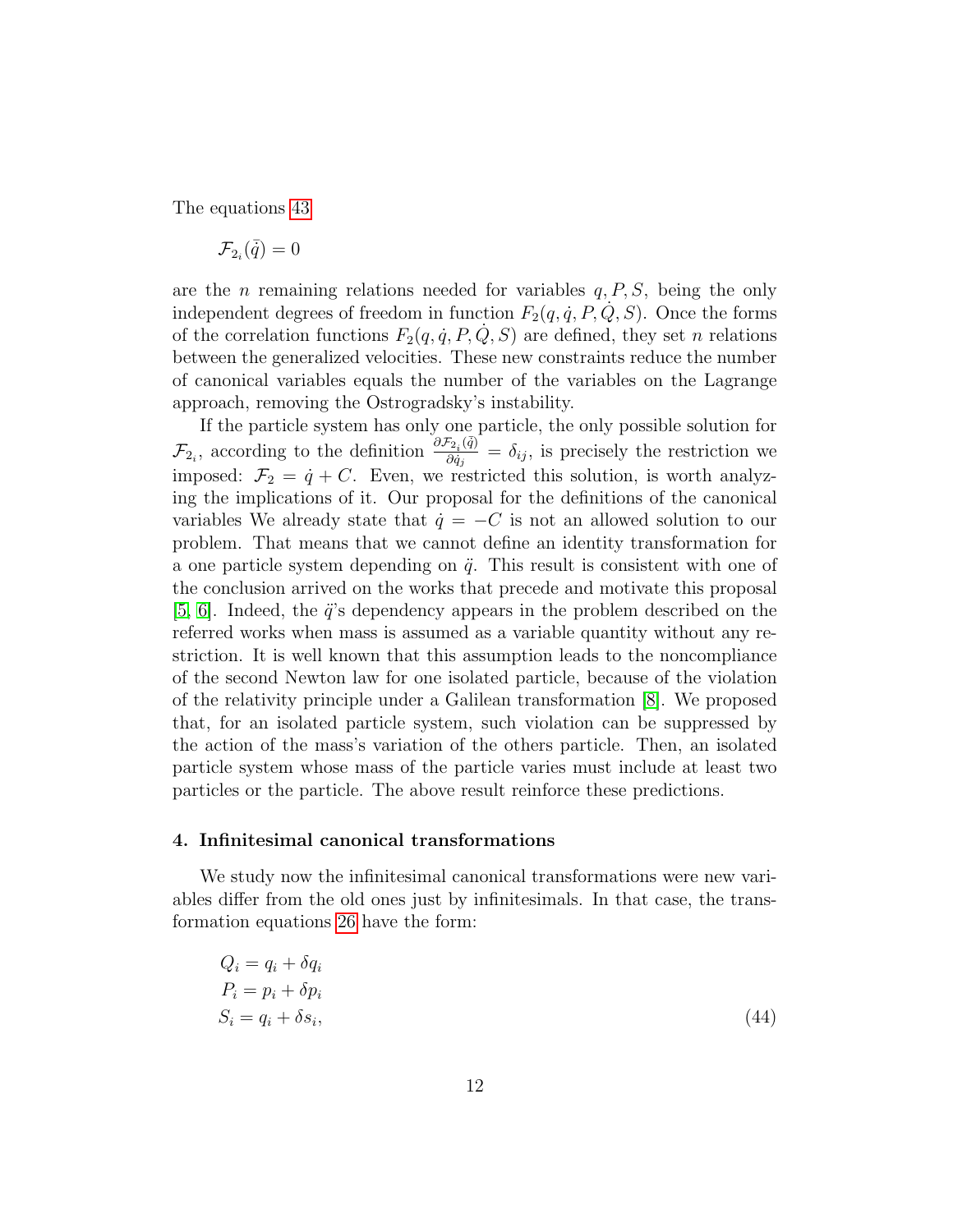The equations 43

$$\mathcal{F}_{2_i}(\bar{\dot{q}}) = 0$$

are the $n$ remaining relations needed for variables $q, P, S$, being the only independent degrees of freedom in function $F_2(q, \dot{q}, P, \dot{Q}, S)$. Once the forms of the correlation functions $F_2(q, \dot{q}, P, \dot{Q}, S)$ are defined, they set $n$ relations between the generalized velocities. These new constraints reduce the number of canonical variables equals the number of the variables on the Lagrange approach, removing the Ostrogradsky's instability.

If the particle system has only one particle, the only possible solution for $\mathcal{F}_{2_i}$, according to the definition $\frac{\partial \mathcal{F}_{2_i}(\bar{\dot{q}})}{\partial \dot{q}_j} = \delta_{ij}$, is precisely the restriction we imposed: $\mathcal{F}_2 = \dot{q} + C$. Even, we restricted this solution, is worth analyzing the implications of it. Our proposal for the definitions of the canonical variables We already state that $\dot{q} = -C$ is not an allowed solution to our problem. That means that we cannot define an identity transformation for a one particle system depending on $\ddot{q}$. This result is consistent with one of the conclusion arrived on the works that precede and motivate this proposal [5, 6]. Indeed, the $\ddot{q}$'s dependency appears in the problem described on the referred works when mass is assumed as a variable quantity without any restriction. It is well known that this assumption leads to the noncompliance of the second Newton law for one isolated particle, because of the violation of the relativity principle under a Galilean transformation [8]. We proposed that, for an isolated particle system, such violation can be suppressed by the action of the mass's variation of the others particle. Then, an isolated particle system whose mass of the particle varies must include at least two particles or the particle. The above result reinforce these predictions.

## 4. Infinitesimal canonical transformations

We study now the infinitesimal canonical transformations were new variables differ from the old ones just by infinitesimals. In that case, the transformation equations 26 have the form:

$$\begin{aligned}
Q_i &= q_i + \delta q_i \\
P_i &= p_i + \delta p_i \\
S_i &= q_i + \delta s_i,
\end{aligned} \tag{44}$$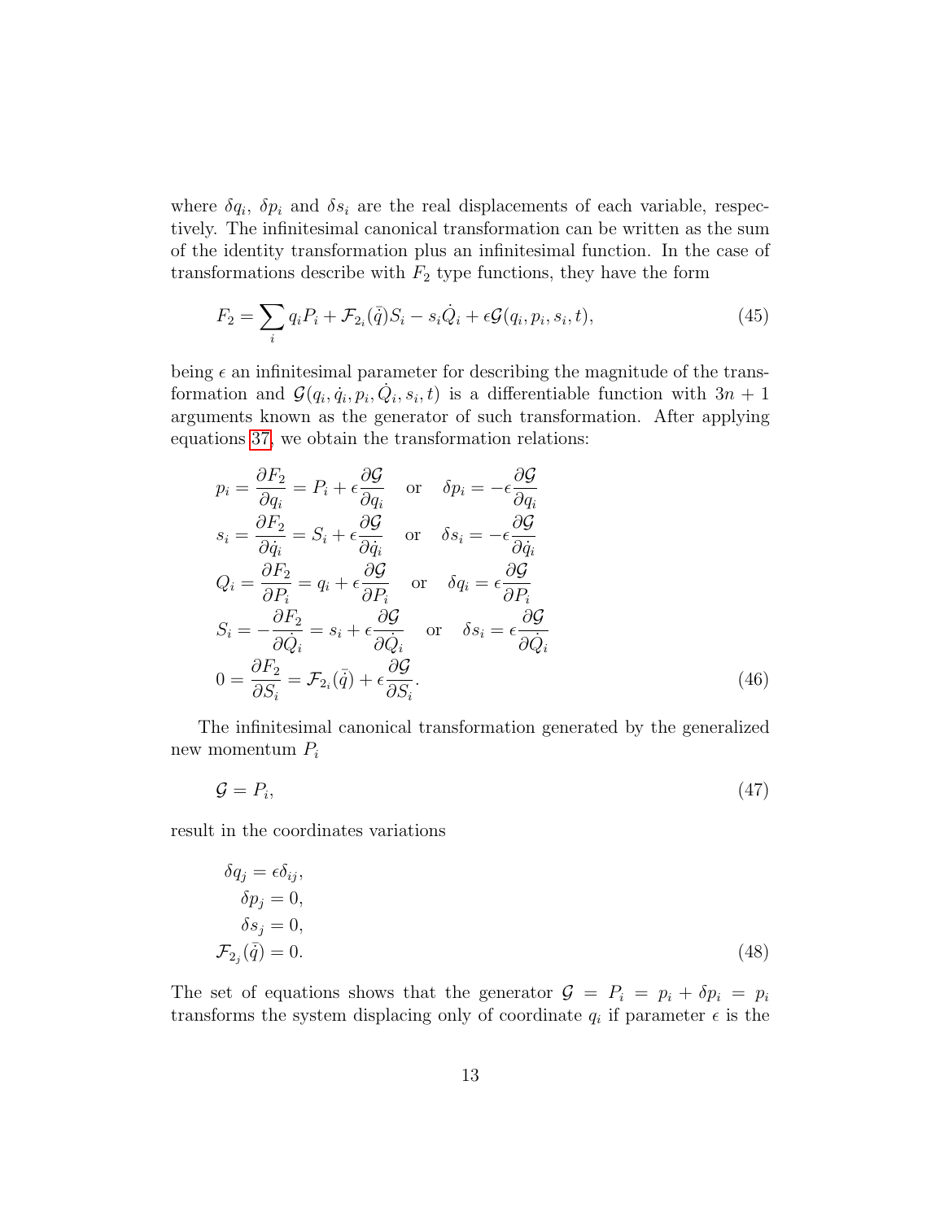where $\delta q_i$, $\delta p_i$ and $\delta s_i$ are the real displacements of each variable, respectively. The infinitesimal canonical transformation can be written as the sum of the identity transformation plus an infinitesimal function. In the case of transformations describe with $F_2$ type functions, they have the form

$$F_2 = \sum_i q_i P_i + \mathcal{F}_{2_i}(\bar{q}) S_i - s_i \dot{Q}_i + \epsilon \mathcal{G}(q_i, p_i, s_i, t), \tag{45}$$

being $\epsilon$ an infinitesimal parameter for describing the magnitude of the transformation and $\mathcal{G}(q_i, \dot{q}_i, p_i, \dot{Q}_i, s_i, t)$ is a differentiable function with $3n + 1$ arguments known as the generator of such transformation. After applying equations 37, we obtain the transformation relations:

$$\begin{aligned}
p_i &= \frac{\partial F_2}{\partial q_i} = P_i + \epsilon \frac{\partial \mathcal{G}}{\partial q_i} \quad \text{or} \quad \delta p_i = -\epsilon \frac{\partial \mathcal{G}}{\partial q_i} \\
s_i &= \frac{\partial F_2}{\partial \dot{q}_i} = S_i + \epsilon \frac{\partial \mathcal{G}}{\partial \dot{q}_i} \quad \text{or} \quad \delta s_i = -\epsilon \frac{\partial \mathcal{G}}{\partial \dot{q}_i} \\
Q_i &= \frac{\partial F_2}{\partial P_i} = q_i + \epsilon \frac{\partial \mathcal{G}}{\partial P_i} \quad \text{or} \quad \delta q_i = \epsilon \frac{\partial \mathcal{G}}{\partial P_i} \\
S_i &= -\frac{\partial F_2}{\partial \dot{Q}_i} = s_i + \epsilon \frac{\partial \mathcal{G}}{\partial \dot{Q}_i} \quad \text{or} \quad \delta s_i = \epsilon \frac{\partial \mathcal{G}}{\partial \dot{Q}_i} \\
0 &= \frac{\partial F_2}{\partial S_i} = \mathcal{F}_{2_i}(\bar{q}) + \epsilon \frac{\partial \mathcal{G}}{\partial S_i}.
\end{aligned} \tag{46}$$

The infinitesimal canonical transformation generated by the generalized new momentum $P_i$

$$\mathcal{G} = P_i, \tag{47}$$

result in the coordinates variations

$$\begin{aligned}
\delta q_j &= \epsilon \delta_{ij}, \\
\delta p_j &= 0, \\
\delta s_j &= 0, \\
\mathcal{F}_{2_j}(\bar{q}) &= 0.
\end{aligned} \tag{48}$$

The set of equations shows that the generator $\mathcal{G} = P_i = p_i + \delta p_i = p_i$ transforms the system displacing only of coordinate $q_i$ if parameter $\epsilon$ is the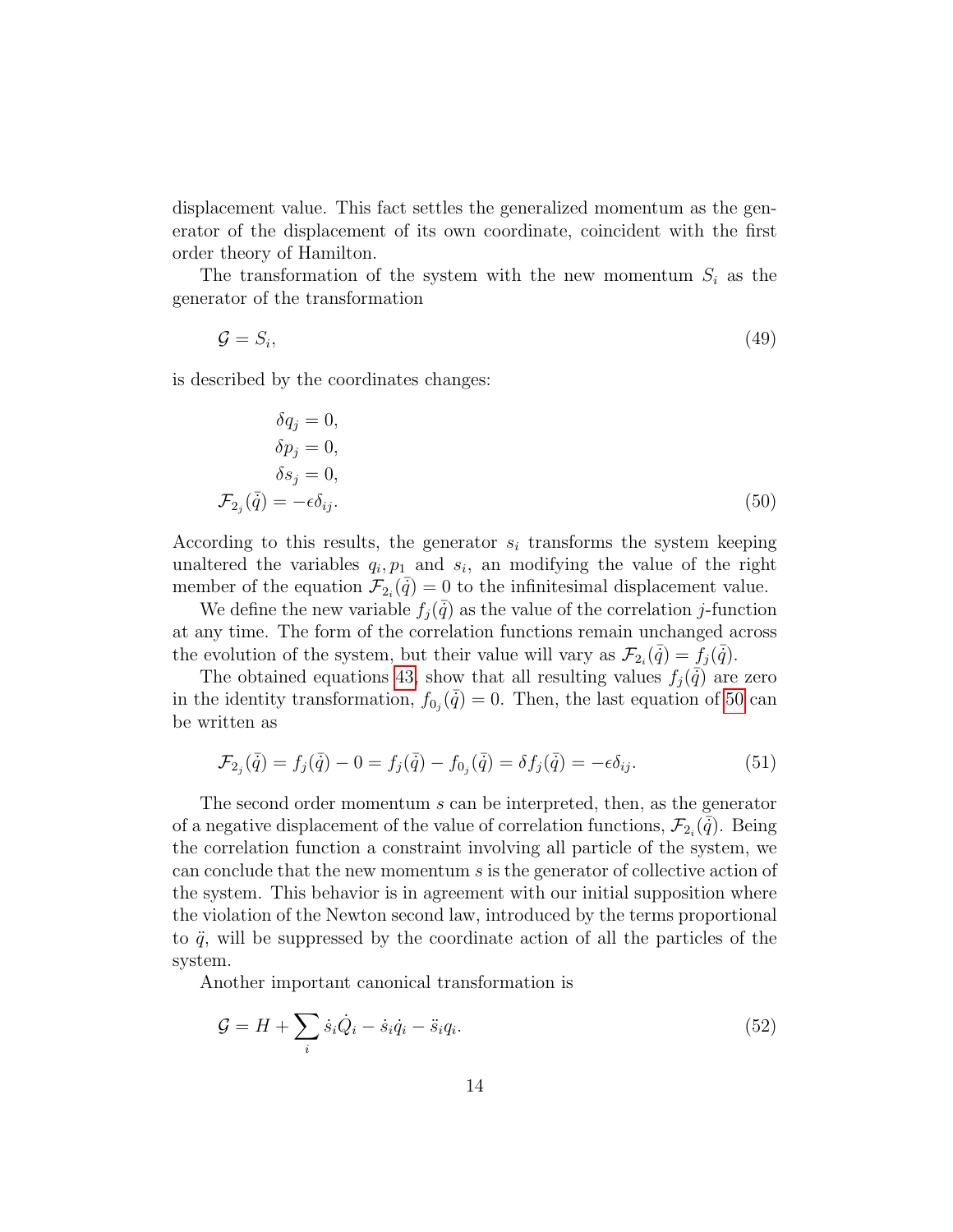displacement value. This fact settles the generalized momentum as the generator of the displacement of its own coordinate, coincident with the first order theory of Hamilton.

The transformation of the system with the new momentum $S_i$ as the generator of the transformation

$$\mathcal{G} = S_i, \tag{49}$$

is described by the coordinates changes:

$$\begin{aligned}
\delta q_j &= 0, \\
\delta p_j &= 0, \\
\delta s_j &= 0, \\
\mathcal{F}_{2_j}(\bar{\dot{q}}) &= -\epsilon \delta_{ij}.
\end{aligned} \tag{50}$$

According to this results, the generator $s_i$ transforms the system keeping unaltered the variables $q_i, p_1$ and $s_i$, an modifying the value of the right member of the equation $\mathcal{F}_{2_i}(\bar{\dot{q}}) = 0$ to the infinitesimal displacement value.

We define the new variable $f_j(\bar{\dot{q}})$ as the value of the correlation $j$-function at any time. The form of the correlation functions remain unchanged across the evolution of the system, but their value will vary as $\mathcal{F}_{2_i}(\bar{\dot{q}}) = f_j(\bar{\dot{q}})$.

The obtained equations 43, show that all resulting values $f_j(\bar{\dot{q}})$ are zero in the identity transformation, $f_{0_j}(\bar{\dot{q}}) = 0$. Then, the last equation of 50 can be written as

$$\mathcal{F}_{2_j}(\bar{\dot{q}}) = f_j(\bar{\dot{q}}) - 0 = f_j(\bar{\dot{q}}) - f_{0_j}(\bar{\dot{q}}) = \delta f_j(\bar{\dot{q}}) = -\epsilon \delta_{ij}. \tag{51}$$

The second order momentum $s$ can be interpreted, then, as the generator of a negative displacement of the value of correlation functions, $\mathcal{F}_{2_i}(\bar{\dot{q}})$. Being the correlation function a constraint involving all particle of the system, we can conclude that the new momentum $s$ is the generator of collective action of the system. This behavior is in agreement with our initial supposition where the violation of the Newton second law, introduced by the terms proportional to $\ddot{q}$, will be suppressed by the coordinate action of all the particles of the system.

Another important canonical transformation is

$$\mathcal{G} = H + \sum_i \dot{s}_i \dot{Q}_i - \dot{s}_i \dot{q}_i - \ddot{s}_i q_i. \tag{52}$$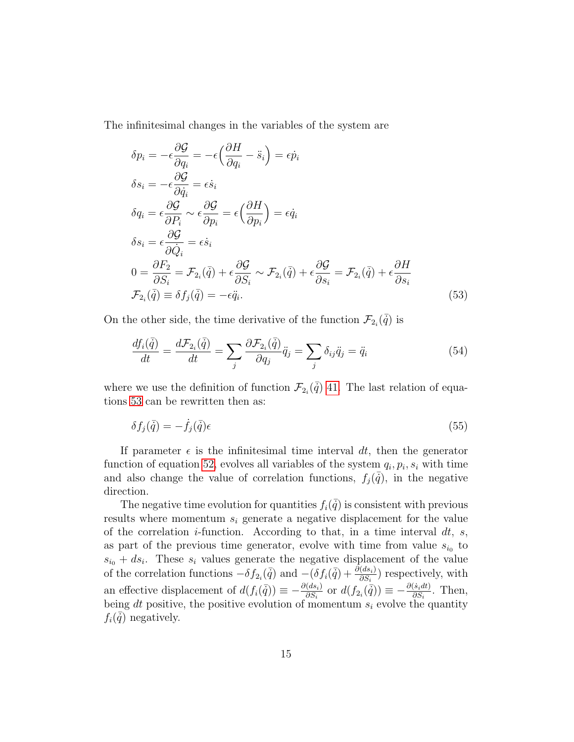The infinitesimal changes in the variables of the system are

$$
\begin{aligned}
\delta p_i &= -\epsilon \frac{\partial \mathcal{G}}{\partial q_i} = -\epsilon\Big(\frac{\partial H}{\partial q_i} - \ddot{s}_i\Big) = \epsilon \dot{p}_i \\
\delta s_i &= -\epsilon \frac{\partial \mathcal{G}}{\partial \dot{q}_i} = \epsilon \dot{s}_i \\
\delta q_i &= \epsilon \frac{\partial \mathcal{G}}{\partial P_i} \sim \epsilon \frac{\partial \mathcal{G}}{\partial p_i} = \epsilon\Big(\frac{\partial H}{\partial p_i}\Big) = \epsilon \dot{q}_i \\
\delta s_i &= \epsilon \frac{\partial \mathcal{G}}{\partial \dot{Q}_i} = \epsilon \dot{s}_i \\
0 &= \frac{\partial F_2}{\partial S_i} = \mathcal{F}_{2_i}(\bar{q}) + \epsilon \frac{\partial \mathcal{G}}{\partial S_i} \sim \mathcal{F}_{2_i}(\bar{q}) + \epsilon \frac{\partial \mathcal{G}}{\partial s_i} = \mathcal{F}_{2_i}(\bar{q}) + \epsilon \frac{\partial H}{\partial s_i} \\
\mathcal{F}_{2_i}(\bar{q}) &\equiv \delta f_j(\bar{q}) = -\epsilon \ddot{q}_i.
\end{aligned} \tag{53}
$$

On the other side, the time derivative of the function $\mathcal{F}_{2_i}(\bar{q})$ is

$$
\frac{df_i(\bar{q})}{dt} = \frac{d\mathcal{F}_{2_i}(\bar{q})}{dt} = \sum_j \frac{\partial \mathcal{F}_{2_i}(\bar{q})}{\partial q_j}\ddot{q}_j = \sum_j \delta_{ij}\ddot{q}_j = \ddot{q}_i \tag{54}
$$

where we use the definition of function $\mathcal{F}_{2_i}(\bar{q})$ 41. The last relation of equations 53 can be rewritten then as:

$$
\delta f_j(\bar{q}) = -\dot{f}_j(\bar{q})\epsilon \tag{55}
$$

If parameter $\epsilon$ is the infinitesimal time interval $dt$, then the generator function of equation 52, evolves all variables of the system $q_i, p_i, s_i$ with time and also change the value of correlation functions, $f_j(\bar{q})$, in the negative direction.

The negative time evolution for quantities $f_i(\bar{q})$ is consistent with previous results where momentum $s_i$ generate a negative displacement for the value of the correlation $i$-function. According to that, in a time interval $dt$, $s$, as part of the previous time generator, evolve with time from value $s_{i_0}$ to $s_{i_0} + ds_i$. These $s_i$ values generate the negative displacement of the value of the correlation functions $-\delta f_{2_i}(\bar{q})$ and $-(\delta f_i(\bar{q}) + \frac{\partial(ds_i)}{\partial S_i})$ respectively, with an effective displacement of $d(f_i(\bar{q})) \equiv -\frac{\partial(ds_i)}{\partial S_i}$ or $d(f_{2_i}(\bar{q})) \equiv -\frac{\partial(\dot{s}_i dt)}{\partial S_i}$. Then, being $dt$ positive, the positive evolution of momentum $s_i$ evolve the quantity $f_i(\bar{q})$ negatively.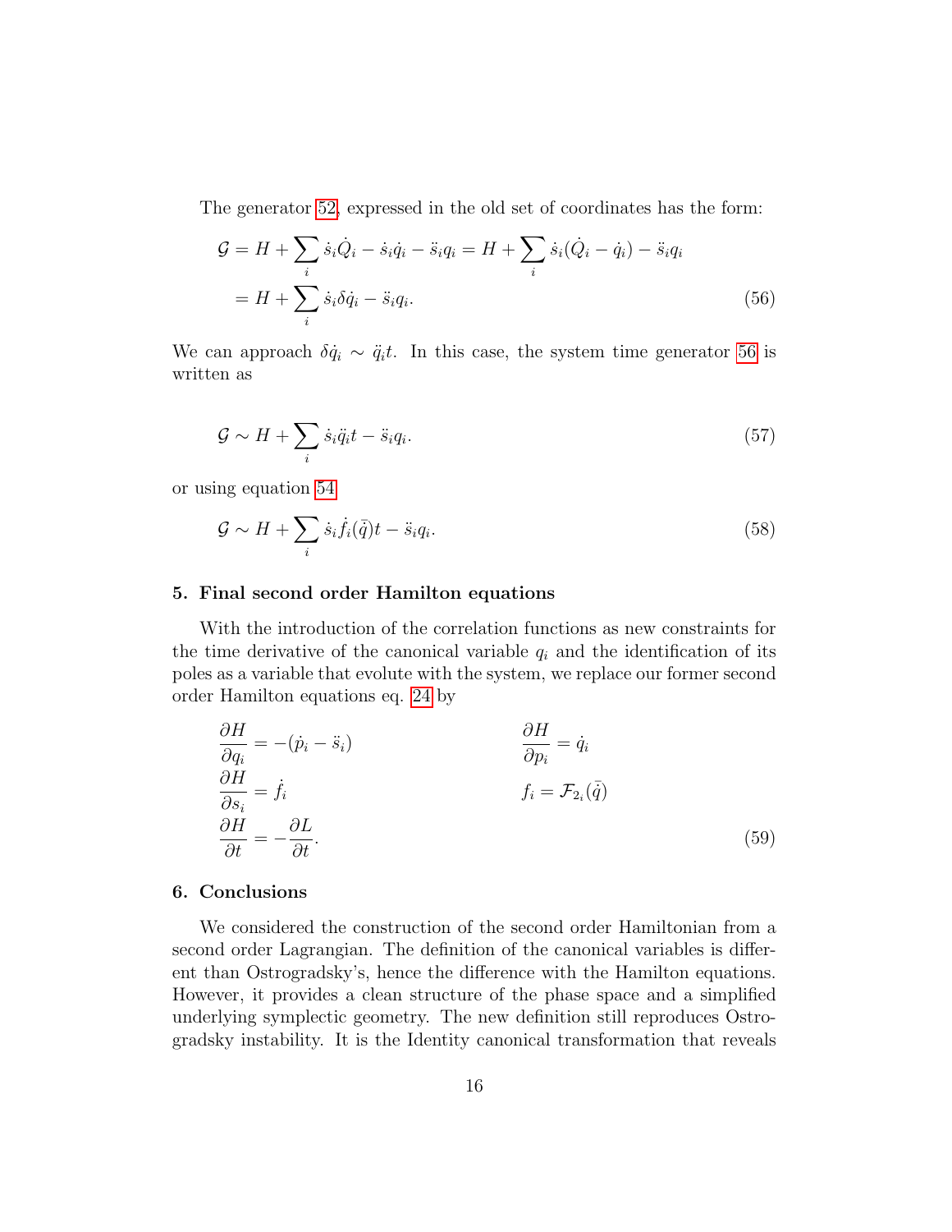The generator 52, expressed in the old set of coordinates has the form:

$$
\begin{aligned}
\mathcal{G} &= H + \sum_i \dot{s}_i \dot{Q}_i - \dot{s}_i \dot{q}_i - \ddot{s}_i q_i = H + \sum_i \dot{s}_i (\dot{Q}_i - \dot{q}_i) - \ddot{s}_i q_i \\
&= H + \sum_i \dot{s}_i \delta \dot{q}_i - \ddot{s}_i q_i.
\end{aligned} \tag{56}
$$

We can approach $\delta \dot{q}_i \sim \ddot{q}_i t$. In this case, the system time generator 56 is written as

$$
\mathcal{G} \sim H + \sum_i \dot{s}_i \ddot{q}_i t - \ddot{s}_i q_i. \tag{57}
$$

or using equation 54

$$
\mathcal{G} \sim H + \sum_i \dot{s}_i \dot{f}_i(\bar{q}) t - \ddot{s}_i q_i. \tag{58}
$$

## 5. Final second order Hamilton equations

With the introduction of the correlation functions as new constraints for the time derivative of the canonical variable $q_i$ and the identification of its poles as a variable that evolute with the system, we replace our former second order Hamilton equations eq. 24 by

$$
\begin{aligned}
&\frac{\partial H}{\partial q_i} = -(\dot{p}_i - \ddot{s}_i) && \frac{\partial H}{\partial p_i} = \dot{q}_i \\
&\frac{\partial H}{\partial s_i} = \dot{f}_i && f_i = \mathcal{F}_{2_i}(\bar{q}) \\
&\frac{\partial H}{\partial t} = -\frac{\partial L}{\partial t}.
\end{aligned} \tag{59}
$$

## 6. Conclusions

We considered the construction of the second order Hamiltonian from a second order Lagrangian. The definition of the canonical variables is different than Ostrogradsky's, hence the difference with the Hamilton equations. However, it provides a clean structure of the phase space and a simplified underlying symplectic geometry. The new definition still reproduces Ostrogradsky instability. It is the Identity canonical transformation that reveals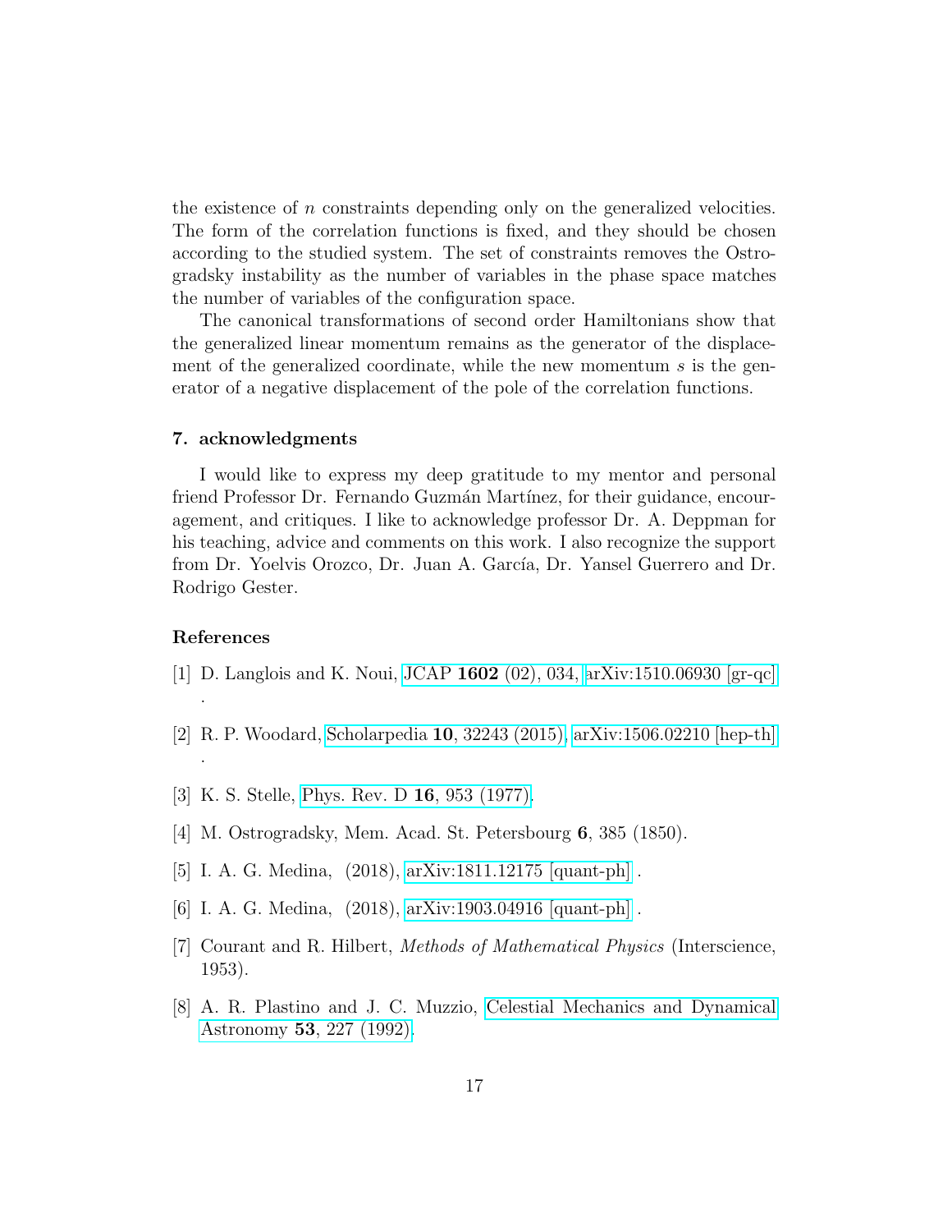the existence of $n$ constraints depending only on the generalized velocities. The form of the correlation functions is fixed, and they should be chosen according to the studied system. The set of constraints removes the Ostrogradsky instability as the number of variables in the phase space matches the number of variables of the configuration space.

The canonical transformations of second order Hamiltonians show that the generalized linear momentum remains as the generator of the displacement of the generalized coordinate, while the new momentum $s$ is the generator of a negative displacement of the pole of the correlation functions.

### 7. acknowledgments

I would like to express my deep gratitude to my mentor and personal friend Professor Dr. Fernando Guzmán Martínez, for their guidance, encouragement, and critiques. I like to acknowledge professor Dr. A. Deppman for his teaching, advice and comments on this work. I also recognize the support from Dr. Yoelvis Orozco, Dr. Juan A. García, Dr. Yansel Guerrero and Dr. Rodrigo Gester.

### References

[1] D. Langlois and K. Noui, JCAP **1602** (02), 034, arXiv:1510.06930 [gr-qc] .

[2] R. P. Woodard, Scholarpedia **10**, 32243 (2015), arXiv:1506.02210 [hep-th] .

[3] K. S. Stelle, Phys. Rev. D **16**, 953 (1977).

[4] M. Ostrogradsky, Mem. Acad. St. Petersbourg **6**, 385 (1850).

[5] I. A. G. Medina, (2018), arXiv:1811.12175 [quant-ph] .

[6] I. A. G. Medina, (2018), arXiv:1903.04916 [quant-ph] .

[7] Courant and R. Hilbert, *Methods of Mathematical Physics* (Interscience, 1953).

[8] A. R. Plastino and J. C. Muzzio, Celestial Mechanics and Dynamical Astronomy **53**, 227 (1992).